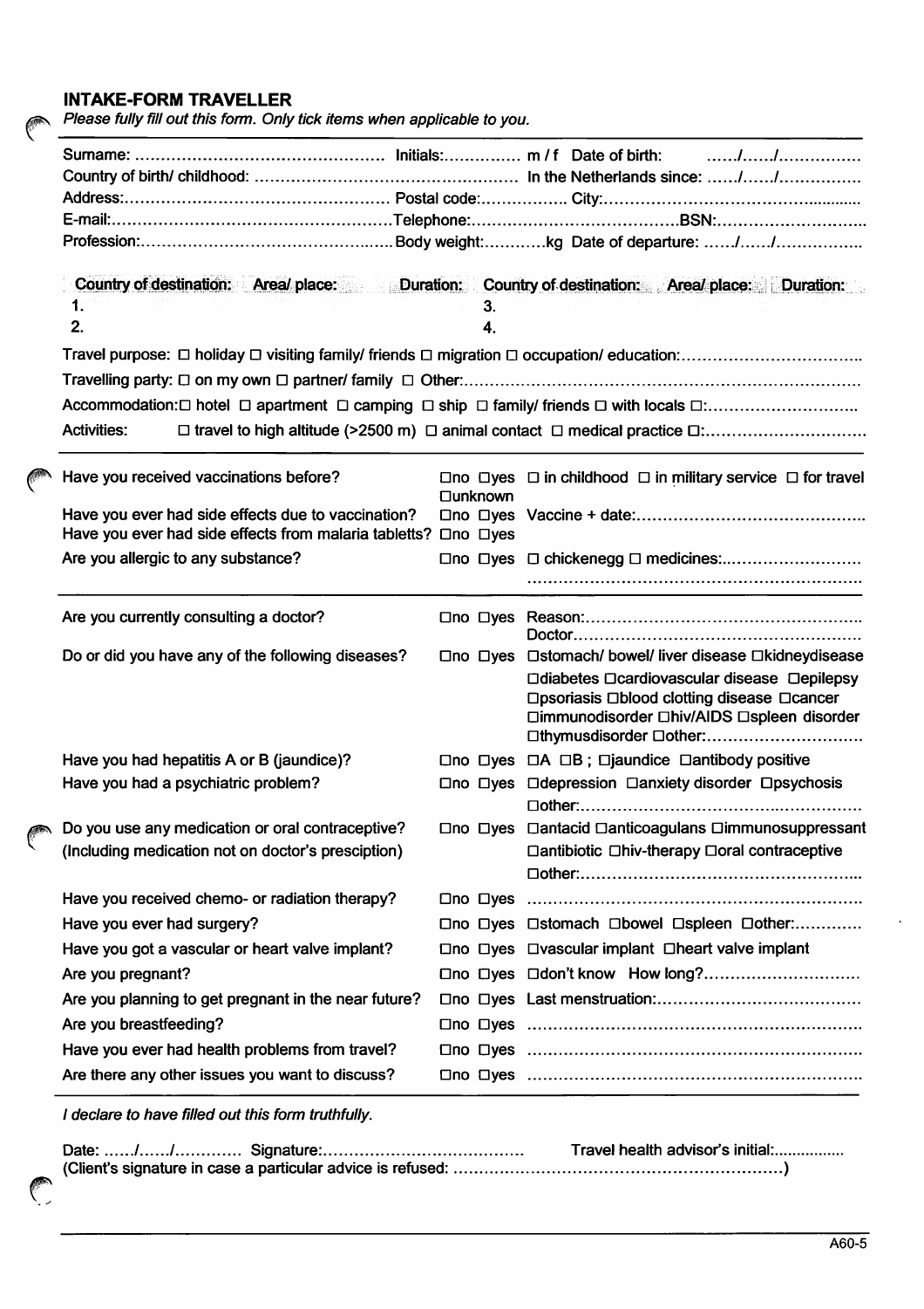## INTAKE-FORM TRAVELLER

*Please fully fill out this form. Only tick items when applicable to you.*

Surname: ............................................... Initials:............... m / f Date of birth: ....../....../................

Country of birth/ childhood: .................................................. In the Netherlands since: ....../....../................

Address:.................................................. Postal code:................ City:...................................................

E-mail:.....................................................Telephone:......................................BSN:............................

Profession:................................................Body weight:............kg Date of departure: ....../....../................

| Country of destination: | Area/ place: | Duration: | Country of destination: | Area/ place: | Duration: |
|---|---|---|---|---|---|
| 1. | | | 3. | | |
| 2. | | | 4. | | |

Travel purpose: □ holiday □ visiting family/ friends □ migration □ occupation/ education:..................................

Travelling party: □ on my own □ partner/ family □ Other:...........................................................................

Accommodation: □ hotel □ apartment □ camping □ ship □ family/ friends □ with locals □:.............................

Activities: □ travel to high altitude (>2500 m) □ animal contact □ medical practice □:...............................

---

| | | |
|---|---|---|
| Have you received vaccinations before? | □no □yes □unknown | □ in childhood □ in military service □ for travel |
| Have you ever had side effects due to vaccination? | □no □yes | Vaccine + date:........................................... |
| Have you ever had side effects from malaria tablets? | □no □yes | |
| Are you allergic to any substance? | □no □yes | □ chickenegg □ medicines:.......................... ................................................................. |

---

| | | |
|---|---|---|
| Are you currently consulting a doctor? | □no □yes | Reason:.................................................... Doctor...................................................... |
| Do or did you have any of the following diseases? | □no □yes | □stomach/ bowel/ liver disease □kidneydisease □diabetes □cardiovascular disease □epilepsy □psoriasis □blood clotting disease □cancer □immunodisorder □hiv/AIDS □spleen disorder □thymusdisorder □other:............................ |
| Have you had hepatitis A or B (jaundice)? | □no □yes | □A □B ; □jaundice □antibody positive |
| Have you had a psychiatric problem? | □no □yes | □depression □anxiety disorder □psychosis □other:..................................................... |
| Do you use any medication or oral contraceptive? (Including medication not on doctor's presciption) | □no □yes | □antacid □anticoagulans □immunosuppressant □antibiotic □hiv-therapy □oral contraceptive □other:..................................................... |
| Have you received chemo- or radiation therapy? | □no □yes | ............................................................... |
| Have you ever had surgery? | □no □yes | □stomach □bowel □spleen □other:............. |
| Have you got a vascular or heart valve implant? | □no □yes | □vascular implant □heart valve implant |
| Are you pregnant? | □no □yes | □don't know How long?............................ |
| Are you planning to get pregnant in the near future? | □no □yes | Last menstruation:....................................... |
| Are you breastfeeding? | □no □yes | ............................................................... |
| Have you ever had health problems from travel? | □no □yes | ............................................................... |
| Are there any other issues you want to discuss? | □no □yes | ............................................................... |

---

*I declare to have filled out this form truthfully.*

Date: ....../....../............ Signature:...................................... Travel health advisor's initial:................

(Client's signature in case a particular advice is refused: ..............................................................)